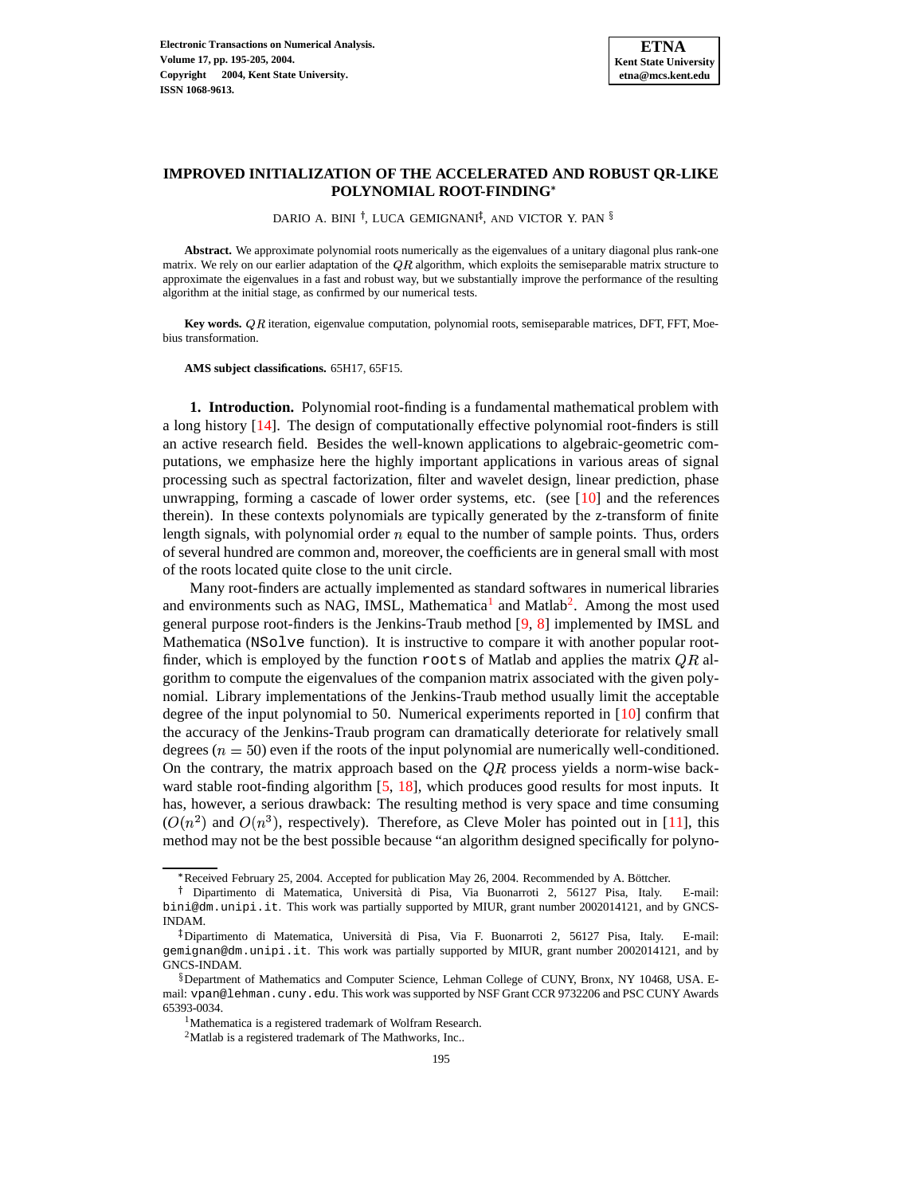# IMPROVED INITIALIZATION OF THE ACCELERATED AND ROBUST QR-LIKE POLYNOMIAL ROOT-FINDING*

DARIO A. BINI †, LUCA GEMIGNANI‡, AND VICTOR Y. PAN §

**Abstract.** We approximate polynomial roots numerically as the eigenvalues of a unitary diagonal plus rank-one matrix. We rely on our earlier adaptation of the $QR$ algorithm, which exploits the semiseparable matrix structure to approximate the eigenvalues in a fast and robust way, but we substantially improve the performance of the resulting algorithm at the initial stage, as confirmed by our numerical tests.

**Key words.** $QR$ iteration, eigenvalue computation, polynomial roots, semiseparable matrices, DFT, FFT, Moebius transformation.

**AMS subject classifications.** 65H17, 65F15.

## 1. Introduction.

Polynomial root-finding is a fundamental mathematical problem with a long history [14]. The design of computationally effective polynomial root-finders is still an active research field. Besides the well-known applications to algebraic-geometric computations, we emphasize here the highly important applications in various areas of signal processing such as spectral factorization, filter and wavelet design, linear prediction, phase unwrapping, forming a cascade of lower order systems, etc. (see [10] and the references therein). In these contexts polynomials are typically generated by the z-transform of finite length signals, with polynomial order $n$ equal to the number of sample points. Thus, orders of several hundred are common and, moreover, the coefficients are in general small with most of the roots located quite close to the unit circle.

Many root-finders are actually implemented as standard softwares in numerical libraries and environments such as NAG, IMSL, Mathematica[1] and Matlab[2]. Among the most used general purpose root-finders is the Jenkins-Traub method [9, 8] implemented by IMSL and Mathematica (`NSolve` function). It is instructive to compare it with another popular root-finder, which is employed by the function `roots` of Matlab and applies the matrix $QR$ algorithm to compute the eigenvalues of the companion matrix associated with the given polynomial. Library implementations of the Jenkins-Traub method usually limit the acceptable degree of the input polynomial to 50. Numerical experiments reported in [10] confirm that the accuracy of the Jenkins-Traub program can dramatically deteriorate for relatively small degrees ($n = 50$) even if the roots of the input polynomial are numerically well-conditioned. On the contrary, the matrix approach based on the $QR$ process yields a norm-wise backward stable root-finding algorithm [5, 18], which produces good results for most inputs. It has, however, a serious drawback: The resulting method is very space and time consuming ($O(n^2)$ and $O(n^3)$, respectively). Therefore, as Cleve Moler has pointed out in [11], this method may not be the best possible because "an algorithm designed specifically for polyno-

---

*Received February 25, 2004. Accepted for publication May 26, 2004. Recommended by A. Böttcher.

† Dipartimento di Matematica, Università di Pisa, Via Buonarroti 2, 56127 Pisa, Italy. E-mail: bini@dm.unipi.it. This work was partially supported by MIUR, grant number 2002014121, and by GNCS-INDAM.

‡Dipartimento di Matematica, Università di Pisa, Via F. Buonarroti 2, 56127 Pisa, Italy. E-mail: gemignan@dm.unipi.it. This work was partially supported by MIUR, grant number 2002014121, and by GNCS-INDAM.

§Department of Mathematics and Computer Science, Lehman College of CUNY, Bronx, NY 10468, USA. E-mail: vpan@lehman.cuny.edu. This work was supported by NSF Grant CCR 9732206 and PSC CUNY Awards 65393-0034.

[1] Mathematica is a registered trademark of Wolfram Research.

[2] Matlab is a registered trademark of The Mathworks, Inc..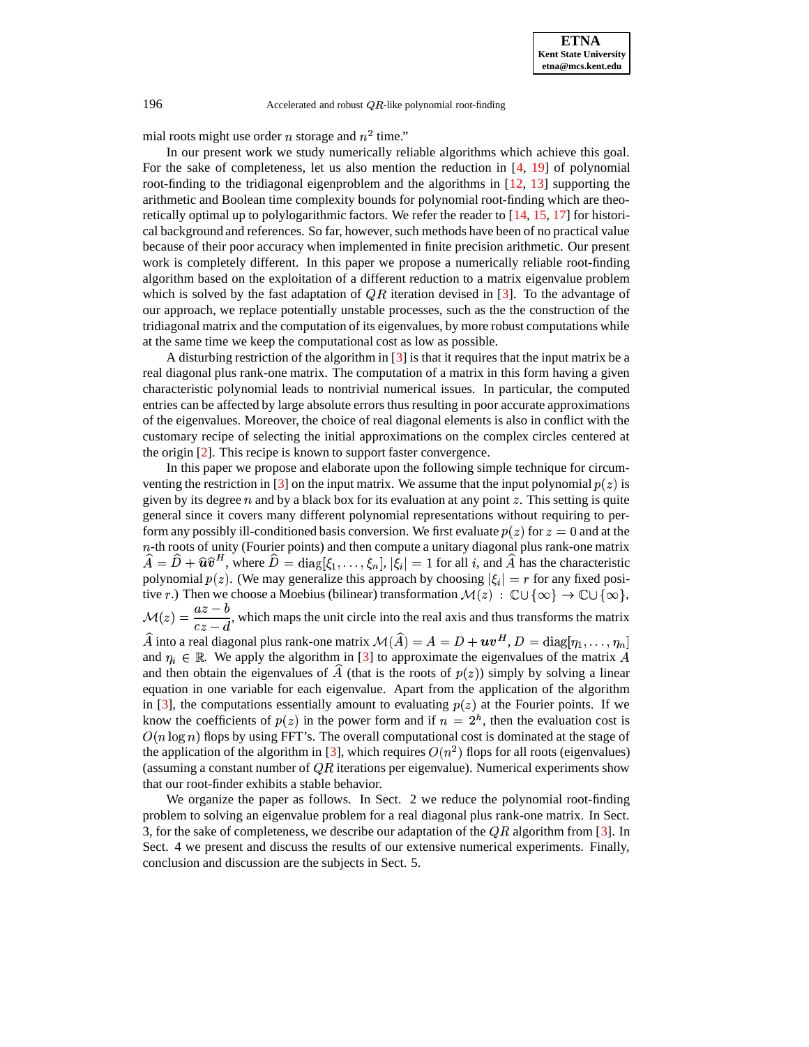mial roots might use order $n$ storage and $n^2$ time."

In our present work we study numerically reliable algorithms which achieve this goal. For the sake of completeness, let us also mention the reduction in [4, 19] of polynomial root-finding to the tridiagonal eigenproblem and the algorithms in [12, 13] supporting the arithmetic and Boolean time complexity bounds for polynomial root-finding which are theoretically optimal up to polylogarithmic factors. We refer the reader to [14, 15, 17] for historical background and references. So far, however, such methods have been of no practical value because of their poor accuracy when implemented in finite precision arithmetic. Our present work is completely different. In this paper we propose a numerically reliable root-finding algorithm based on the exploitation of a different reduction to a matrix eigenvalue problem which is solved by the fast adaptation of $QR$ iteration devised in [3]. To the advantage of our approach, we replace potentially unstable processes, such as the the construction of the tridiagonal matrix and the computation of its eigenvalues, by more robust computations while at the same time we keep the computational cost as low as possible.

A disturbing restriction of the algorithm in [3] is that it requires that the input matrix be a real diagonal plus rank-one matrix. The computation of a matrix in this form having a given characteristic polynomial leads to nontrivial numerical issues. In particular, the computed entries can be affected by large absolute errors thus resulting in poor accurate approximations of the eigenvalues. Moreover, the choice of real diagonal elements is also in conflict with the customary recipe of selecting the initial approximations on the complex circles centered at the origin [2]. This recipe is known to support faster convergence.

In this paper we propose and elaborate upon the following simple technique for circumventing the restriction in [3] on the input matrix. We assume that the input polynomial $p(z)$ is given by its degree $n$ and by a black box for its evaluation at any point $z$. This setting is quite general since it covers many different polynomial representations without requiring to perform any possibly ill-conditioned basis conversion. We first evaluate $p(z)$ for $z = 0$ and at the $n$-th roots of unity (Fourier points) and then compute a unitary diagonal plus rank-one matrix $\widehat{A} = \widehat{D} + \hat{\boldsymbol{u}}\hat{\boldsymbol{v}}^H$, where $\widehat{D} = \mathrm{diag}[\xi_1, \ldots, \xi_n]$, $|\xi_i| = 1$ for all $i$, and $\widehat{A}$ has the characteristic polynomial $p(z)$. (We may generalize this approach by choosing $|\xi_i| = r$ for any fixed positive $r$.) Then we choose a Moebius (bilinear) transformation $\mathcal{M}(z) : \mathbb{C} \cup \{\infty\} \to \mathbb{C} \cup \{\infty\}$, $\mathcal{M}(z) = \dfrac{az - b}{cz - d}$, which maps the unit circle into the real axis and thus transforms the matrix $\widehat{A}$ into a real diagonal plus rank-one matrix $\mathcal{M}(\widehat{A}) = A = D + \boldsymbol{u}\boldsymbol{v}^H$, $D = \mathrm{diag}[\eta_1, \ldots, \eta_n]$ and $\eta_i \in \mathbb{R}$. We apply the algorithm in [3] to approximate the eigenvalues of the matrix $A$ and then obtain the eigenvalues of $\widehat{A}$ (that is the roots of $p(z)$) simply by solving a linear equation in one variable for each eigenvalue. Apart from the application of the algorithm in [3], the computations essentially amount to evaluating $p(z)$ at the Fourier points. If we know the coefficients of $p(z)$ in the power form and if $n = 2^h$, then the evaluation cost is $O(n \log n)$ flops by using FFT's. The overall computational cost is dominated at the stage of the application of the algorithm in [3], which requires $O(n^2)$ flops for all roots (eigenvalues) (assuming a constant number of $QR$ iterations per eigenvalue). Numerical experiments show that our root-finder exhibits a stable behavior.

We organize the paper as follows. In Sect. 2 we reduce the polynomial root-finding problem to solving an eigenvalue problem for a real diagonal plus rank-one matrix. In Sect. 3, for the sake of completeness, we describe our adaptation of the $QR$ algorithm from [3]. In Sect. 4 we present and discuss the results of our extensive numerical experiments. Finally, conclusion and discussion are the subjects in Sect. 5.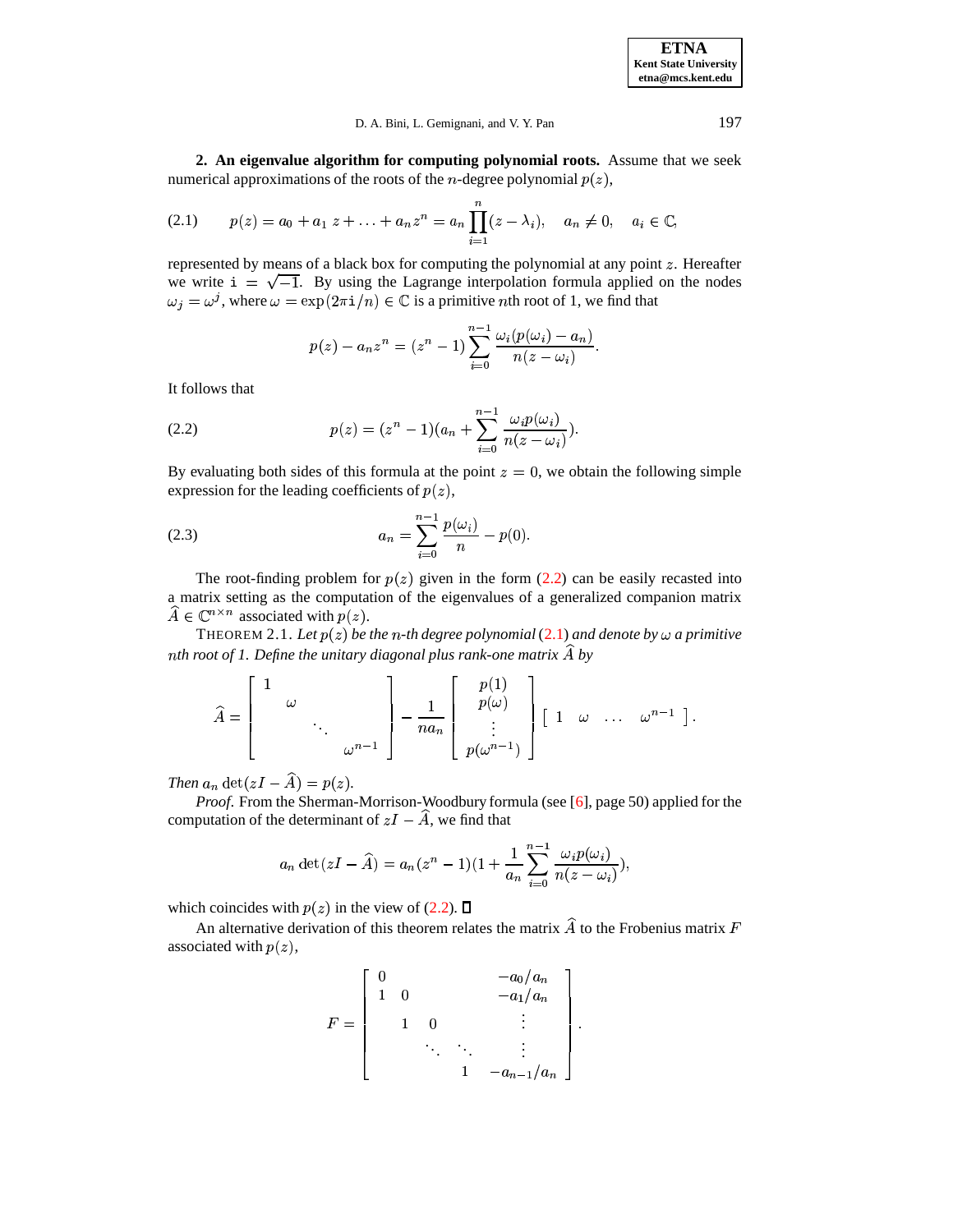## 2. An eigenvalue algorithm for computing polynomial roots.

**2. An eigenvalue algorithm for computing polynomial roots.** Assume that we seek numerical approximations of the roots of the $n$-degree polynomial $p(z)$,

$$p(z) = a_0 + a_1 z + \ldots + a_n z^n = a_n \prod_{i=1}^{n} (z - \lambda_i), \quad a_n \neq 0, \quad a_i \in \mathbb{C}, \tag{2.1}$$

represented by means of a black box for computing the polynomial at any point $z$. Hereafter we write $\mathtt{i} = \sqrt{-1}$. By using the Lagrange interpolation formula applied on the nodes $\omega_j = \omega^j$, where $\omega = \exp(2\pi\mathtt{i}/n) \in \mathbb{C}$ is a primitive $n$th root of 1, we find that

$$p(z) - a_n z^n = (z^n - 1) \sum_{i=0}^{n-1} \frac{\omega_i (p(\omega_i) - a_n)}{n(z - \omega_i)}.$$

It follows that

$$p(z) = (z^n - 1)(a_n + \sum_{i=0}^{n-1} \frac{\omega_i p(\omega_i)}{n(z - \omega_i)}). \tag{2.2}$$

By evaluating both sides of this formula at the point $z = 0$, we obtain the following simple expression for the leading coefficients of $p(z)$,

$$a_n = \sum_{i=0}^{n-1} \frac{p(\omega_i)}{n} - p(0). \tag{2.3}$$

The root-finding problem for $p(z)$ given in the form (2.2) can be easily recasted into a matrix setting as the computation of the eigenvalues of a generalized companion matrix $\widehat{A} \in \mathbb{C}^{n \times n}$ associated with $p(z)$.

THEOREM 2.1. *Let $p(z)$ be the $n$-th degree polynomial (2.1) and denote by $\omega$ a primitive $n$th root of 1. Define the unitary diagonal plus rank-one matrix $\widehat{A}$ by*

$$\widehat{A} = \begin{bmatrix} 1 & & & \\ & \omega & & \\ & & \ddots & \\ & & & \omega^{n-1} \end{bmatrix} - \frac{1}{n a_n} \begin{bmatrix} p(1) \\ p(\omega) \\ \vdots \\ p(\omega^{n-1}) \end{bmatrix} \begin{bmatrix} 1 & \omega & \ldots & \omega^{n-1} \end{bmatrix}.$$

*Then $a_n \det(zI - \widehat{A}) = p(z)$.*

*Proof.* From the Sherman-Morrison-Woodbury formula (see [6], page 50) applied for the computation of the determinant of $zI - \widehat{A}$, we find that

$$a_n \det(zI - \widehat{A}) = a_n (z^n - 1)(1 + \frac{1}{a_n} \sum_{i=0}^{n-1} \frac{\omega_i p(\omega_i)}{n(z - \omega_i)}),$$

which coincides with $p(z)$ in the view of (2.2). $\square$

An alternative derivation of this theorem relates the matrix $\widehat{A}$ to the Frobenius matrix $F$ associated with $p(z)$,

$$F = \begin{bmatrix} 0 & & & & -a_0/a_n \\ 1 & 0 & & & -a_1/a_n \\ & 1 & 0 & & \vdots \\ & & \ddots & \ddots & \vdots \\ & & & 1 & -a_{n-1}/a_n \end{bmatrix}.$$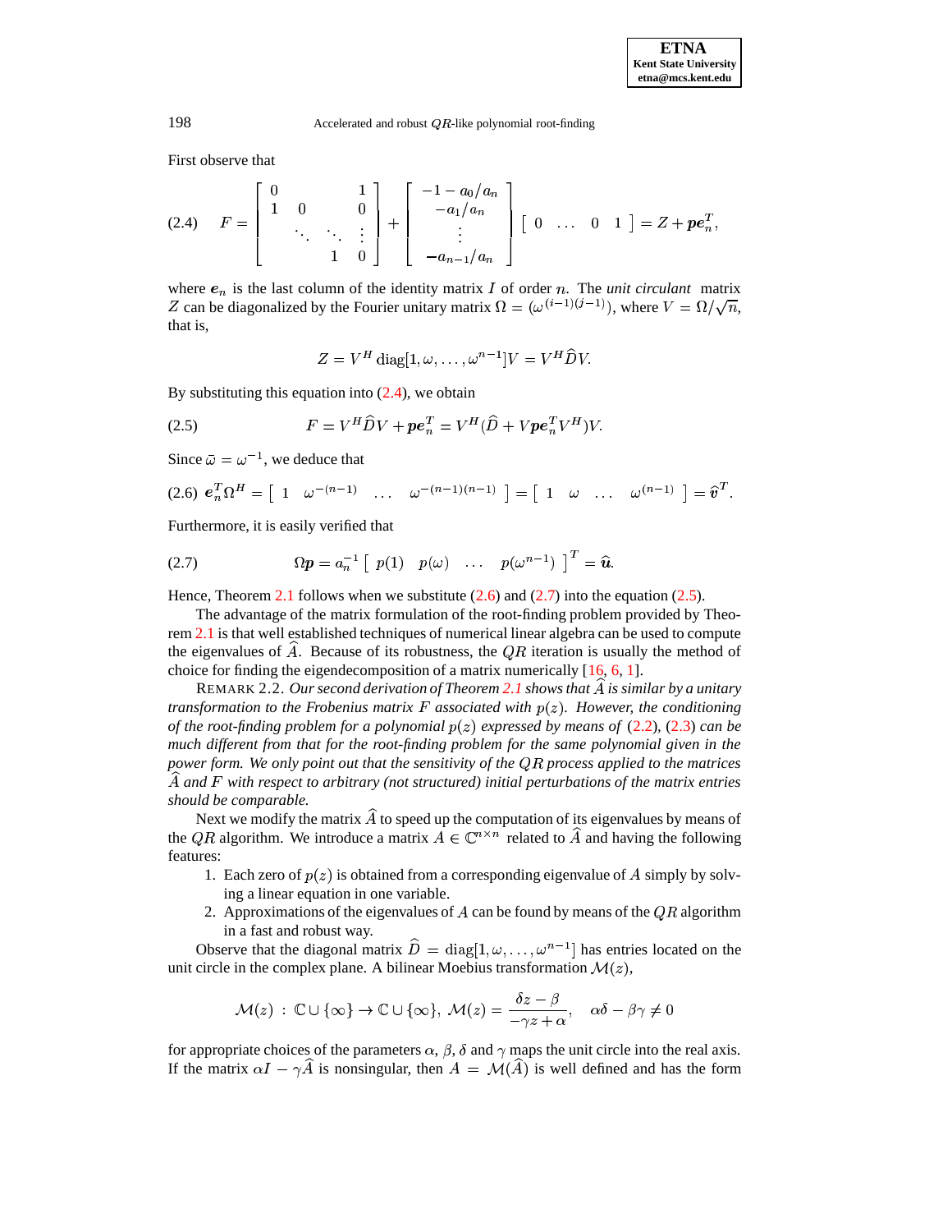First observe that

$$
(2.4) \quad F = \begin{bmatrix} 0 & & & 1 \\ 1 & 0 & & 0 \\ & \ddots & \ddots & \vdots \\ & & 1 & 0 \end{bmatrix} + \begin{bmatrix} -1 - a_0/a_n \\ -a_1/a_n \\ \vdots \\ -a_{n-1}/a_n \end{bmatrix} \begin{bmatrix} 0 & \dots & 0 & 1 \end{bmatrix} = Z + \boldsymbol{p}\boldsymbol{e}_n^T,
$$

where $\boldsymbol{e}_n$ is the last column of the identity matrix $I$ of order $n$. The *unit circulant* matrix $Z$ can be diagonalized by the Fourier unitary matrix $\Omega = (\omega^{(i-1)(j-1)})$, where $V = \Omega/\sqrt{n}$, that is,

$$
Z = V^H \operatorname{diag}[1, \omega, \dots, \omega^{n-1}] V = V^H \widehat{D} V.
$$

By substituting this equation into (2.4), we obtain

$$
(2.5) \qquad F = V^H \widehat{D} V + \boldsymbol{p}\boldsymbol{e}_n^T = V^H(\widehat{D} + V\boldsymbol{p}\boldsymbol{e}_n^T V^H)V.
$$

Since $\bar{\omega} = \omega^{-1}$, we deduce that

$$
(2.6) \ \boldsymbol{e}_n^T \Omega^H = \begin{bmatrix} 1 & \omega^{-(n-1)} & \dots & \omega^{-(n-1)(n-1)} \end{bmatrix} = \begin{bmatrix} 1 & \omega & \dots & \omega^{(n-1)} \end{bmatrix} = \widehat{\boldsymbol{v}}^T.
$$

Furthermore, it is easily verified that

$$
(2.7) \qquad \Omega \boldsymbol{p} = a_n^{-1} \begin{bmatrix} p(1) & p(\omega) & \dots & p(\omega^{n-1}) \end{bmatrix}^T = \widehat{\boldsymbol{u}}.
$$

Hence, Theorem 2.1 follows when we substitute (2.6) and (2.7) into the equation (2.5).

The advantage of the matrix formulation of the root-finding problem provided by Theorem 2.1 is that well established techniques of numerical linear algebra can be used to compute the eigenvalues of $\widehat{A}$. Because of its robustness, the $QR$ iteration is usually the method of choice for finding the eigendecomposition of a matrix numerically [16, 6, 1].

REMARK 2.2. *Our second derivation of Theorem 2.1 shows that $\widehat{A}$ is similar by a unitary transformation to the Frobenius matrix $F$ associated with $p(z)$. However, the conditioning of the root-finding problem for a polynomial $p(z)$ expressed by means of* (2.2), (2.3) *can be much different from that for the root-finding problem for the same polynomial given in the power form. We only point out that the sensitivity of the $QR$ process applied to the matrices $\widehat{A}$ and $F$ with respect to arbitrary (not structured) initial perturbations of the matrix entries should be comparable.*

Next we modify the matrix $\widehat{A}$ to speed up the computation of its eigenvalues by means of the $QR$ algorithm. We introduce a matrix $A \in \mathbb{C}^{n \times n}$ related to $\widehat{A}$ and having the following features:

1. Each zero of $p(z)$ is obtained from a corresponding eigenvalue of $A$ simply by solving a linear equation in one variable.
2. Approximations of the eigenvalues of $A$ can be found by means of the $QR$ algorithm in a fast and robust way.

Observe that the diagonal matrix $\widehat{D} = \operatorname{diag}[1, \omega, \dots, \omega^{n-1}]$ has entries located on the unit circle in the complex plane. A bilinear Moebius transformation $\mathcal{M}(z)$,

$$
\mathcal{M}(z) \, : \, \mathbb{C} \cup \{\infty\} \to \mathbb{C} \cup \{\infty\}, \ \mathcal{M}(z) = \frac{\delta z - \beta}{-\gamma z + \alpha}, \quad \alpha\delta - \beta\gamma \neq 0
$$

for appropriate choices of the parameters $\alpha$, $\beta$, $\delta$ and $\gamma$ maps the unit circle into the real axis. If the matrix $\alpha I - \gamma \widehat{A}$ is nonsingular, then $A = \mathcal{M}(\widehat{A})$ is well defined and has the form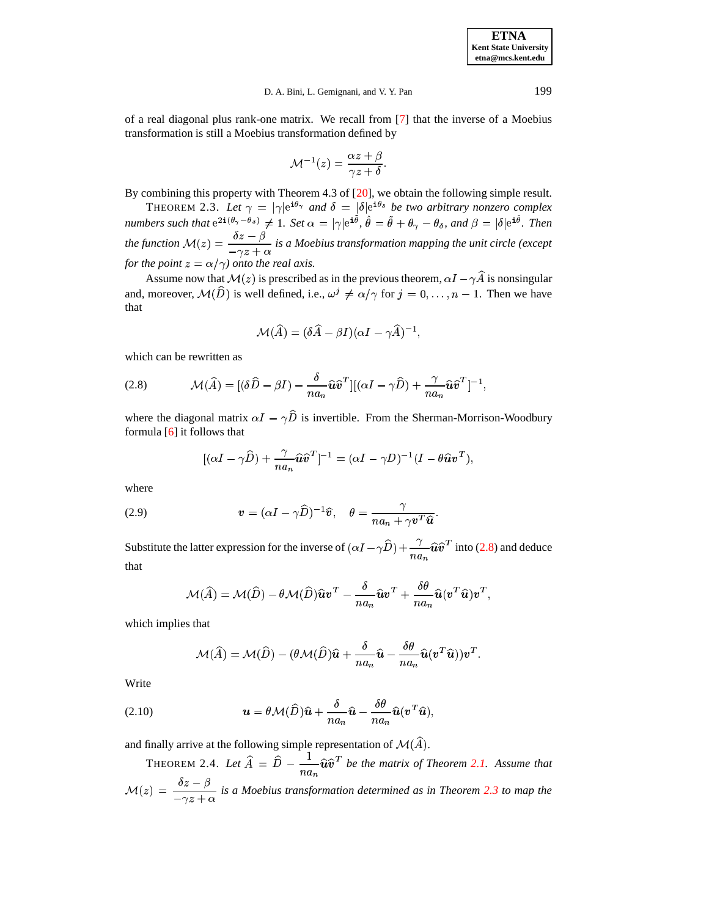of a real diagonal plus rank-one matrix. We recall from [7] that the inverse of a Moebius transformation is still a Moebius transformation defined by

$$\mathcal{M}^{-1}(z) = \frac{\alpha z + \beta}{\gamma z + \delta}.$$

By combining this property with Theorem 4.3 of [20], we obtain the following simple result.

THEOREM 2.3. *Let $\gamma = |\gamma| e^{\mathrm{i}\theta_\gamma}$ and $\delta = |\delta| e^{\mathrm{i}\theta_\delta}$ be two arbitrary nonzero complex numbers such that $e^{2\mathrm{i}(\theta_\gamma - \theta_\delta)} \neq 1$. Set $\alpha = |\gamma| e^{\mathrm{i}\tilde{\theta}}$, $\hat{\theta} = \tilde{\theta} + \theta_\gamma - \theta_\delta$, and $\beta = |\delta| e^{\mathrm{i}\hat{\theta}}$. Then the function $\mathcal{M}(z) = \dfrac{\delta z - \beta}{-\gamma z + \alpha}$ is a Moebius transformation mapping the unit circle (except for the point $z = \alpha/\gamma$) onto the real axis.*

Assume now that $\mathcal{M}(z)$ is prescribed as in the previous theorem, $\alpha I - \gamma \widehat{A}$ is nonsingular and, moreover, $\mathcal{M}(\widehat{D})$ is well defined, i.e., $\omega^j \neq \alpha/\gamma$ for $j = 0, \ldots, n-1$. Then we have that

$$\mathcal{M}(\widehat{A}) = (\delta \widehat{A} - \beta I)(\alpha I - \gamma \widehat{A})^{-1},$$

which can be rewritten as

$$\mathcal{M}(\widehat{A}) = [(\delta \widehat{D} - \beta I) - \frac{\delta}{n a_n} \widehat{\boldsymbol{u}} \widehat{\boldsymbol{v}}^T][(\alpha I - \gamma \widehat{D}) + \frac{\gamma}{n a_n} \widehat{\boldsymbol{u}} \widehat{\boldsymbol{v}}^T]^{-1}, \tag{2.8}$$

where the diagonal matrix $\alpha I - \gamma \widehat{D}$ is invertible. From the Sherman-Morrison-Woodbury formula [6] it follows that

$$[(\alpha I - \gamma \widehat{D}) + \frac{\gamma}{n a_n} \widehat{\boldsymbol{u}} \widehat{\boldsymbol{v}}^T]^{-1} = (\alpha I - \gamma D)^{-1}(I - \theta \widehat{\boldsymbol{u}} \boldsymbol{v}^T),$$

where

$$\boldsymbol{v} = (\alpha I - \gamma \widehat{D})^{-1} \widehat{\boldsymbol{v}}, \quad \theta = \frac{\gamma}{n a_n + \gamma \boldsymbol{v}^T \widehat{\boldsymbol{u}}}. \tag{2.9}$$

Substitute the latter expression for the inverse of $(\alpha I - \gamma \widehat{D}) + \dfrac{\gamma}{n a_n} \widehat{\boldsymbol{u}} \widehat{\boldsymbol{v}}^T$ into (2.8) and deduce that

$$\mathcal{M}(\widehat{A}) = \mathcal{M}(\widehat{D}) - \theta \mathcal{M}(\widehat{D}) \widehat{\boldsymbol{u}} \boldsymbol{v}^T - \frac{\delta}{n a_n} \widehat{\boldsymbol{u}} \boldsymbol{v}^T + \frac{\delta \theta}{n a_n} \widehat{\boldsymbol{u}} (\boldsymbol{v}^T \widehat{\boldsymbol{u}}) \boldsymbol{v}^T,$$

which implies that

$$\mathcal{M}(\widehat{A}) = \mathcal{M}(\widehat{D}) - (\theta \mathcal{M}(\widehat{D}) \widehat{\boldsymbol{u}} + \frac{\delta}{n a_n} \widehat{\boldsymbol{u}} - \frac{\delta \theta}{n a_n} \widehat{\boldsymbol{u}} (\boldsymbol{v}^T \widehat{\boldsymbol{u}})) \boldsymbol{v}^T.$$

Write

$$\boldsymbol{u} = \theta \mathcal{M}(\widehat{D}) \widehat{\boldsymbol{u}} + \frac{\delta}{n a_n} \widehat{\boldsymbol{u}} - \frac{\delta \theta}{n a_n} \widehat{\boldsymbol{u}} (\boldsymbol{v}^T \widehat{\boldsymbol{u}}), \tag{2.10}$$

and finally arrive at the following simple representation of $\mathcal{M}(\widehat{A})$.

THEOREM 2.4. *Let $\widehat{A} = \widehat{D} - \dfrac{1}{n a_n} \widehat{\boldsymbol{u}} \widehat{\boldsymbol{v}}^T$ be the matrix of Theorem 2.1. Assume that $\mathcal{M}(z) = \dfrac{\delta z - \beta}{-\gamma z + \alpha}$ is a Moebius transformation determined as in Theorem 2.3 to map the*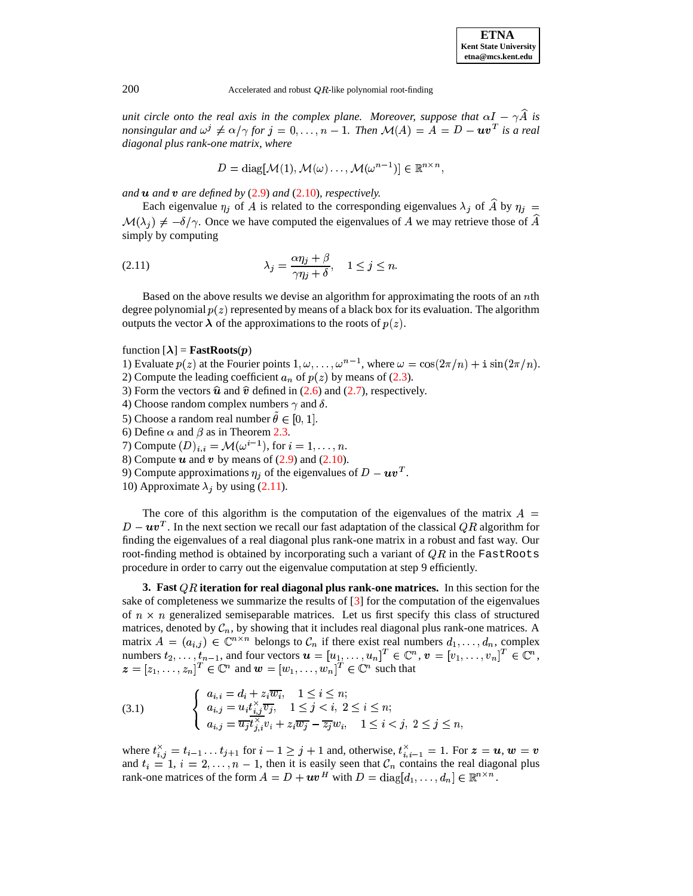*unit circle onto the real axis in the complex plane. Moreover, suppose that $\alpha I - \gamma \widehat{A}$ is nonsingular and $\omega^j \neq \alpha/\gamma$ for $j = 0, \ldots, n-1$. Then $\mathcal{M}(A) = A = D - \boldsymbol{u}\boldsymbol{v}^T$ is a real diagonal plus rank-one matrix, where*

$$D = \mathrm{diag}[\mathcal{M}(1), \mathcal{M}(\omega) \ldots, \mathcal{M}(\omega^{n-1})] \in \mathbb{R}^{n \times n},$$

*and $\boldsymbol{u}$ and $\boldsymbol{v}$ are defined by (2.9) and (2.10), respectively.*

Each eigenvalue $\eta_j$ of $A$ is related to the corresponding eigenvalues $\lambda_j$ of $\widehat{A}$ by $\eta_j = \mathcal{M}(\lambda_j) \neq -\delta/\gamma$. Once we have computed the eigenvalues of $A$ we may retrieve those of $\widehat{A}$ simply by computing

$$\lambda_j = \frac{\alpha \eta_j + \beta}{\gamma \eta_j + \delta}, \quad 1 \leq j \leq n. \tag{2.11}$$

Based on the above results we devise an algorithm for approximating the roots of an $n$th degree polynomial $p(z)$ represented by means of a black box for its evaluation. The algorithm outputs the vector $\boldsymbol{\lambda}$ of the approximations to the roots of $p(z)$.

function [$\boldsymbol{\lambda}$] = **FastRoots**($\boldsymbol{p}$)
1) Evaluate $p(z)$ at the Fourier points $1, \omega, \ldots, \omega^{n-1}$, where $\omega = \cos(2\pi/n) + \mathrm{i}\sin(2\pi/n)$.
2) Compute the leading coefficient $a_n$ of $p(z)$ by means of (2.3).
3) Form the vectors $\widehat{\boldsymbol{u}}$ and $\widehat{\boldsymbol{v}}$ defined in (2.6) and (2.7), respectively.
4) Choose random complex numbers $\gamma$ and $\delta$.
5) Choose a random real number $\tilde{\theta} \in [0, 1]$.
6) Define $\alpha$ and $\beta$ as in Theorem 2.3.
7) Compute $(D)_{i,i} = \mathcal{M}(\omega^{i-1})$, for $i = 1, \ldots, n$.
8) Compute $\boldsymbol{u}$ and $\boldsymbol{v}$ by means of (2.9) and (2.10).
9) Compute approximations $\eta_j$ of the eigenvalues of $D - \boldsymbol{u}\boldsymbol{v}^T$.
10) Approximate $\lambda_j$ by using (2.11).

The core of this algorithm is the computation of the eigenvalues of the matrix $A = D - \boldsymbol{u}\boldsymbol{v}^T$. In the next section we recall our fast adaptation of the classical $QR$ algorithm for finding the eigenvalues of a real diagonal plus rank-one matrix in a robust and fast way. Our root-finding method is obtained by incorporating such a variant of $QR$ in the `FastRoots` procedure in order to carry out the eigenvalue computation at step 9 efficiently.

## 3. Fast $QR$ iteration for real diagonal plus rank-one matrices.

In this section for the sake of completeness we summarize the results of [3] for the computation of the eigenvalues of $n \times n$ generalized semiseparable matrices. Let us first specify this class of structured matrices, denoted by $\mathcal{C}_n$, by showing that it includes real diagonal plus rank-one matrices. A matrix $A = (a_{i,j}) \in \mathbb{C}^{n \times n}$ belongs to $\mathcal{C}_n$ if there exist real numbers $d_1, \ldots, d_n$, complex numbers $t_2, \ldots, t_{n-1}$, and four vectors $\boldsymbol{u} = [u_1, \ldots, u_n]^T \in \mathbb{C}^n$, $\boldsymbol{v} = [v_1, \ldots, v_n]^T \in \mathbb{C}^n$, $\boldsymbol{z} = [z_1, \ldots, z_n]^T \in \mathbb{C}^n$ and $\boldsymbol{w} = [w_1, \ldots, w_n]^T \in \mathbb{C}^n$ such that

$$\begin{cases} a_{i,i} = d_i + z_i \overline{w_i}, & 1 \leq i \leq n; \\ a_{i,j} = u_i t^{\times}_{i,j} \overline{v_j}, & 1 \leq j < i, \ 2 \leq i \leq n; \\ a_{i,j} = \overline{u_j \overline{t^{\times}_{j,i}}} v_i + z_i \overline{w_j} - \overline{z_j} w_i, & 1 \leq i < j, \ 2 \leq j \leq n, \end{cases} \tag{3.1}$$

where $t^{\times}_{i,j} = t_{i-1} \ldots t_{j+1}$ for $i - 1 \geq j + 1$ and, otherwise, $t^{\times}_{i,i-1} = 1$. For $\boldsymbol{z} = \boldsymbol{u}$, $\boldsymbol{w} = \boldsymbol{v}$ and $t_i = 1$, $i = 2, \ldots, n-1$, then it is easily seen that $\mathcal{C}_n$ contains the real diagonal plus rank-one matrices of the form $A = D + \boldsymbol{u}\boldsymbol{v}^H$ with $D = \mathrm{diag}[d_1, \ldots, d_n] \in \mathbb{R}^{n \times n}$.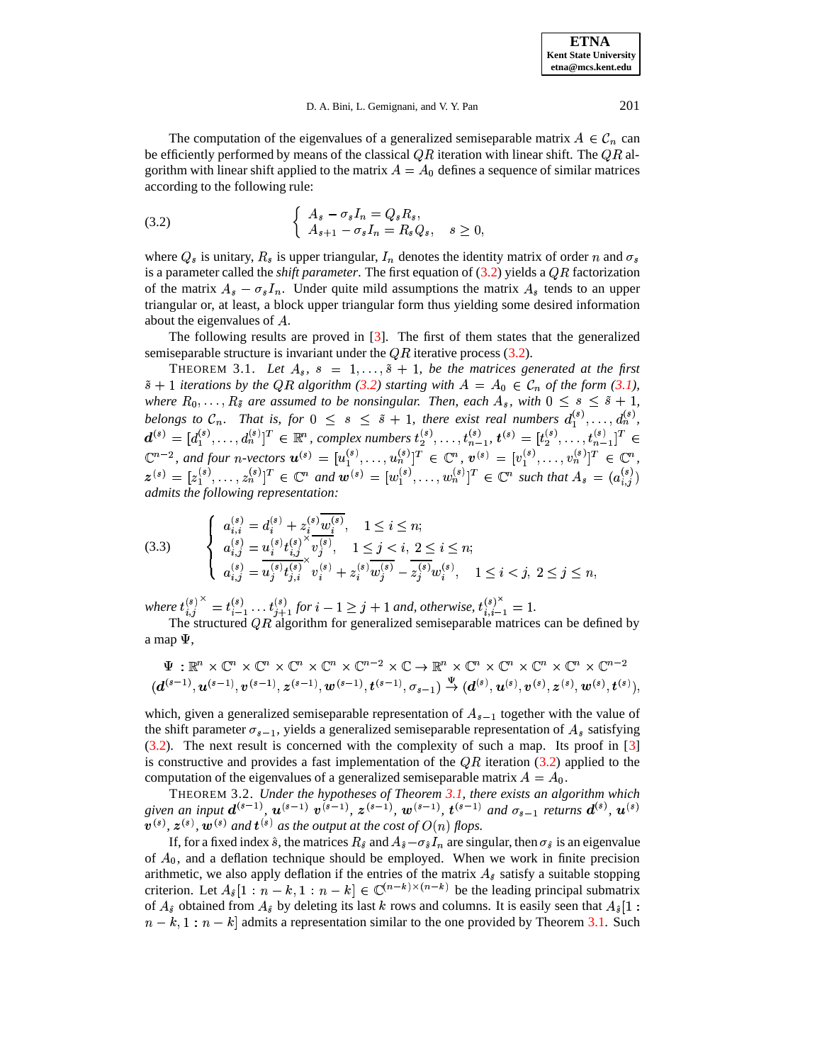The computation of the eigenvalues of a generalized semiseparable matrix $A \in \mathcal{C}_n$ can be efficiently performed by means of the classical $QR$ iteration with linear shift. The $QR$ algorithm with linear shift applied to the matrix $A = A_0$ defines a sequence of similar matrices according to the following rule:

$$
\left\{ \begin{array}{l} A_s - \sigma_s I_n = Q_s R_s, \\ A_{s+1} - \sigma_s I_n = R_s Q_s, \quad s \geq 0, \end{array} \right. \tag{3.2}
$$

where $Q_s$ is unitary, $R_s$ is upper triangular, $I_n$ denotes the identity matrix of order $n$ and $\sigma_s$ is a parameter called the *shift parameter*. The first equation of (3.2) yields a $QR$ factorization of the matrix $A_s - \sigma_s I_n$. Under quite mild assumptions the matrix $A_s$ tends to an upper triangular or, at least, a block upper triangular form thus yielding some desired information about the eigenvalues of $A$.

The following results are proved in [3]. The first of them states that the generalized semiseparable structure is invariant under the $QR$ iterative process (3.2).

THEOREM 3.1. *Let $A_s$, $s = 1, \ldots, \tilde{s}+1$, be the matrices generated at the first $\tilde{s}+1$ iterations by the $QR$ algorithm (3.2) starting with $A = A_0 \in \mathcal{C}_n$ of the form (3.1), where $R_0, \ldots, R_{\tilde{s}}$ are assumed to be nonsingular. Then, each $A_s$, with $0 \leq s \leq \tilde{s}+1$, belongs to $\mathcal{C}_n$. That is, for $0 \leq s \leq \tilde{s}+1$, there exist real numbers $d_1^{(s)}, \ldots, d_n^{(s)}$, $\boldsymbol{d}^{(s)} = [d_1^{(s)}, \ldots, d_n^{(s)}]^T \in \mathbb{R}^n$, complex numbers $t_2^{(s)}, \ldots, t_{n-1}^{(s)}$, $\boldsymbol{t}^{(s)} = [t_2^{(s)}, \ldots, t_{n-1}^{(s)}]^T \in \mathbb{C}^{n-2}$, and four $n$-vectors $\boldsymbol{u}^{(s)} = [u_1^{(s)}, \ldots, u_n^{(s)}]^T \in \mathbb{C}^n$, $\boldsymbol{v}^{(s)} = [v_1^{(s)}, \ldots, v_n^{(s)}]^T \in \mathbb{C}^n$, $\boldsymbol{z}^{(s)} = [z_1^{(s)}, \ldots, z_n^{(s)}]^T \in \mathbb{C}^n$ and $\boldsymbol{w}^{(s)} = [w_1^{(s)}, \ldots, w_n^{(s)}]^T \in \mathbb{C}^n$ such that $A_s = (a_{i,j}^{(s)})$ admits the following representation:*

$$
\left\{ \begin{array}{ll} a_{i,i}^{(s)} = d_i^{(s)} + z_i^{(s)} \overline{w_i^{(s)}}, & 1 \leq i \leq n; \\ a_{i,j}^{(s)} = u_i^{(s)} t_{i,j}^{(s)\times} \overline{v_j^{(s)}}, & 1 \leq j < i, \ 2 \leq i \leq n; \\ a_{i,j}^{(s)} = \overline{u_j^{(s)} t_{j,i}^{(s)\times}} v_i^{(s)} + z_i^{(s)} \overline{w_j^{(s)}} - \overline{z_j^{(s)}} w_i^{(s)}, & 1 \leq i < j, \ 2 \leq j \leq n, \end{array} \right. \tag{3.3}
$$

*where $t_{i,j}^{(s)\times} = t_{i-1}^{(s)} \ldots t_{j+1}^{(s)}$ for $i-1 \geq j+1$ and, otherwise, $t_{i,i-1}^{(s)\times} = 1$.*

The structured $QR$ algorithm for generalized semiseparable matrices can be defined by a map $\Psi$,

$$
\begin{array}{c} \Psi : \mathbb{R}^n \times \mathbb{C}^n \times \mathbb{C}^n \times \mathbb{C}^n \times \mathbb{C}^n \times \mathbb{C}^{n-2} \times \mathbb{C} \rightarrow \mathbb{R}^n \times \mathbb{C}^n \times \mathbb{C}^n \times \mathbb{C}^n \times \mathbb{C}^n \times \mathbb{C}^{n-2} \\ (\boldsymbol{d}^{(s-1)}, \boldsymbol{u}^{(s-1)}, \boldsymbol{v}^{(s-1)}, \boldsymbol{z}^{(s-1)}, \boldsymbol{w}^{(s-1)}, \boldsymbol{t}^{(s-1)}, \sigma_{s-1}) \stackrel{\Psi}{\rightarrow} (\boldsymbol{d}^{(s)}, \boldsymbol{u}^{(s)}, \boldsymbol{v}^{(s)}, \boldsymbol{z}^{(s)}, \boldsymbol{w}^{(s)}, \boldsymbol{t}^{(s)}), \end{array}
$$

which, given a generalized semiseparable representation of $A_{s-1}$ together with the value of the shift parameter $\sigma_{s-1}$, yields a generalized semiseparable representation of $A_s$ satisfying (3.2). The next result is concerned with the complexity of such a map. Its proof in [3] is constructive and provides a fast implementation of the $QR$ iteration (3.2) applied to the computation of the eigenvalues of a generalized semiseparable matrix $A = A_0$.

THEOREM 3.2. *Under the hypotheses of Theorem 3.1, there exists an algorithm which given an input $\boldsymbol{d}^{(s-1)}$, $\boldsymbol{u}^{(s-1)}$ $\boldsymbol{v}^{(s-1)}$, $\boldsymbol{z}^{(s-1)}$, $\boldsymbol{w}^{(s-1)}$, $\boldsymbol{t}^{(s-1)}$ and $\sigma_{s-1}$ returns $\boldsymbol{d}^{(s)}$, $\boldsymbol{u}^{(s)}$ $\boldsymbol{v}^{(s)}$, $\boldsymbol{z}^{(s)}$, $\boldsymbol{w}^{(s)}$ and $\boldsymbol{t}^{(s)}$ as the output at the cost of $O(n)$ flops.*

If, for a fixed index $\hat{s}$, the matrices $R_{\hat{s}}$ and $A_{\hat{s}} - \sigma_{\hat{s}} I_n$ are singular, then $\sigma_{\hat{s}}$ is an eigenvalue of $A_0$, and a deflation technique should be employed. When we work in finite precision arithmetic, we also apply deflation if the entries of the matrix $A_{\hat{s}}$ satisfy a suitable stopping criterion. Let $A_{\hat{s}}[1:n-k, 1:n-k] \in \mathbb{C}^{(n-k)\times(n-k)}$ be the leading principal submatrix of $A_{\hat{s}}$ obtained from $A_{\hat{s}}$ by deleting its last $k$ rows and columns. It is easily seen that $A_{\hat{s}}[1:n-k, 1:n-k]$ admits a representation similar to the one provided by Theorem 3.1. Such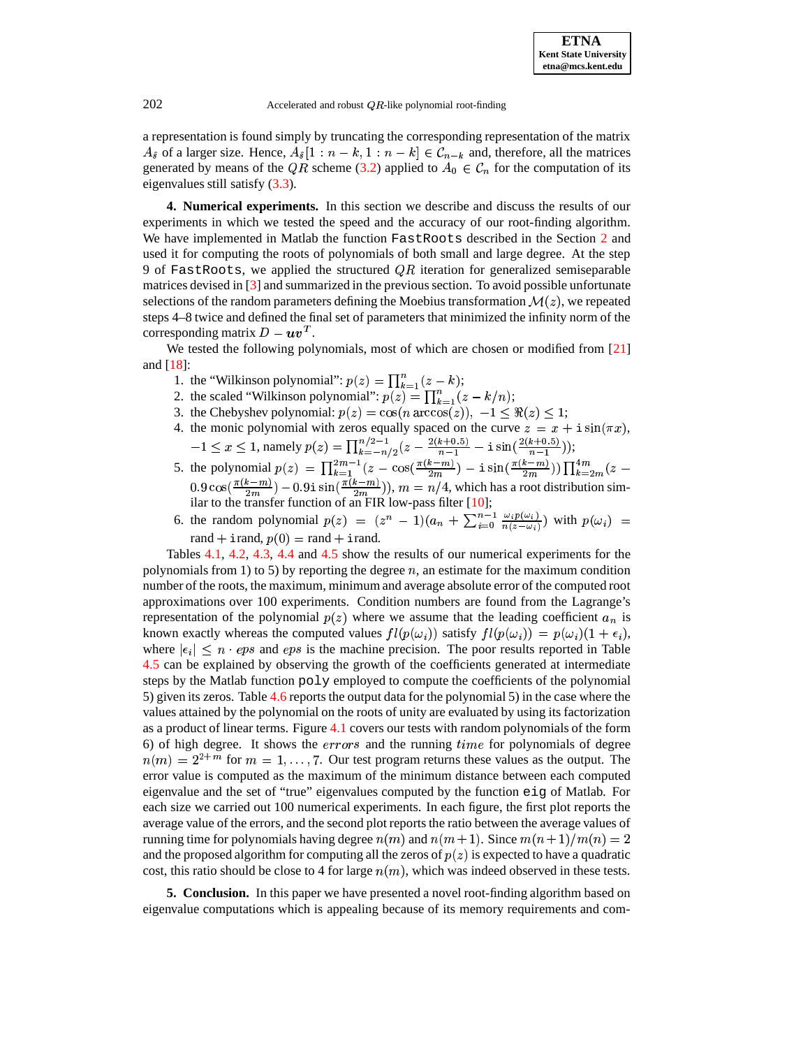a representation is found simply by truncating the corresponding representation of the matrix $A_{\hat{s}}$ of a larger size. Hence, $A_{\hat{s}}[1:n-k, 1:n-k] \in \mathcal{C}_{n-k}$ and, therefore, all the matrices generated by means of the $QR$ scheme (3.2) applied to $A_0 \in \mathcal{C}_n$ for the computation of its eigenvalues still satisfy (3.3).

**4. Numerical experiments.** In this section we describe and discuss the results of our experiments in which we tested the speed and the accuracy of our root-finding algorithm. We have implemented in Matlab the function `FastRoots` described in the Section 2 and used it for computing the roots of polynomials of both small and large degree. At the step 9 of `FastRoots`, we applied the structured $QR$ iteration for generalized semiseparable matrices devised in [3] and summarized in the previous section. To avoid possible unfortunate selections of the random parameters defining the Moebius transformation $\mathcal{M}(z)$, we repeated steps 4–8 twice and defined the final set of parameters that minimized the infinity norm of the corresponding matrix $D - \boldsymbol{u}\boldsymbol{v}^T$.

We tested the following polynomials, most of which are chosen or modified from [21] and [18]:

1. the "Wilkinson polynomial": $p(z) = \prod_{k=1}^{n}(z-k)$;
2. the scaled "Wilkinson polynomial": $p(z) = \prod_{k=1}^{n}(z-k/n)$;
3. the Chebyshev polynomial: $p(z) = \cos(n \arccos(z)),\ -1 \leq \Re(z) \leq 1$;
4. the monic polynomial with zeros equally spaced on the curve $z = x + \mathrm{i}\sin(\pi x)$, $-1 \leq x \leq 1$, namely $p(z) = \prod_{k=-n/2}^{n/2-1}(z - \frac{2(k+0.5)}{n-1} - \mathrm{i}\sin(\frac{2(k+0.5)}{n-1}))$;
5. the polynomial $p(z) = \prod_{k=1}^{2m-1}(z - \cos(\frac{\pi(k-m)}{2m}) - \mathrm{i}\sin(\frac{\pi(k-m)}{2m}))\prod_{k=2m}^{4m}(z - 0.9\cos(\frac{\pi(k-m)}{2m}) - 0.9\mathrm{i}\sin(\frac{\pi(k-m)}{2m}))$, $m = n/4$, which has a root distribution similar to the transfer function of an FIR low-pass filter [10];
6. the random polynomial $p(z) = (z^n - 1)(a_n + \sum_{i=0}^{n-1}\frac{\omega_i p(\omega_i)}{n(z-\omega_i)})$ with $p(\omega_i) = \mathrm{rand} + \mathrm{i}\,\mathrm{rand}$, $p(0) = \mathrm{rand} + \mathrm{i}\,\mathrm{rand}$.

Tables 4.1, 4.2, 4.3, 4.4 and 4.5 show the results of our numerical experiments for the polynomials from 1) to 5) by reporting the degree $n$, an estimate for the maximum condition number of the roots, the maximum, minimum and average absolute error of the computed root approximations over 100 experiments. Condition numbers are found from the Lagrange's representation of the polynomial $p(z)$ where we assume that the leading coefficient $a_n$ is known exactly whereas the computed values $fl(p(\omega_i))$ satisfy $fl(p(\omega_i)) = p(\omega_i)(1+\epsilon_i)$, where $|\epsilon_i| \leq n \cdot eps$ and $eps$ is the machine precision. The poor results reported in Table 4.5 can be explained by observing the growth of the coefficients generated at intermediate steps by the Matlab function `poly` employed to compute the coefficients of the polynomial 5) given its zeros. Table 4.6 reports the output data for the polynomial 5) in the case where the values attained by the polynomial on the roots of unity are evaluated by using its factorization as a product of linear terms. Figure 4.1 covers our tests with random polynomials of the form 6) of high degree. It shows the $errors$ and the running $time$ for polynomials of degree $n(m) = 2^{2+m}$ for $m = 1, \ldots, 7$. Our test program returns these values as the output. The error value is computed as the maximum of the minimum distance between each computed eigenvalue and the set of "true" eigenvalues computed by the function `eig` of Matlab. For each size we carried out 100 numerical experiments. In each figure, the first plot reports the average value of the errors, and the second plot reports the ratio between the average values of running time for polynomials having degree $n(m)$ and $n(m+1)$. Since $m(n+1)/m(n) = 2$ and the proposed algorithm for computing all the zeros of $p(z)$ is expected to have a quadratic cost, this ratio should be close to 4 for large $n(m)$, which was indeed observed in these tests.

**5. Conclusion.** In this paper we have presented a novel root-finding algorithm based on eigenvalue computations which is appealing because of its memory requirements and com-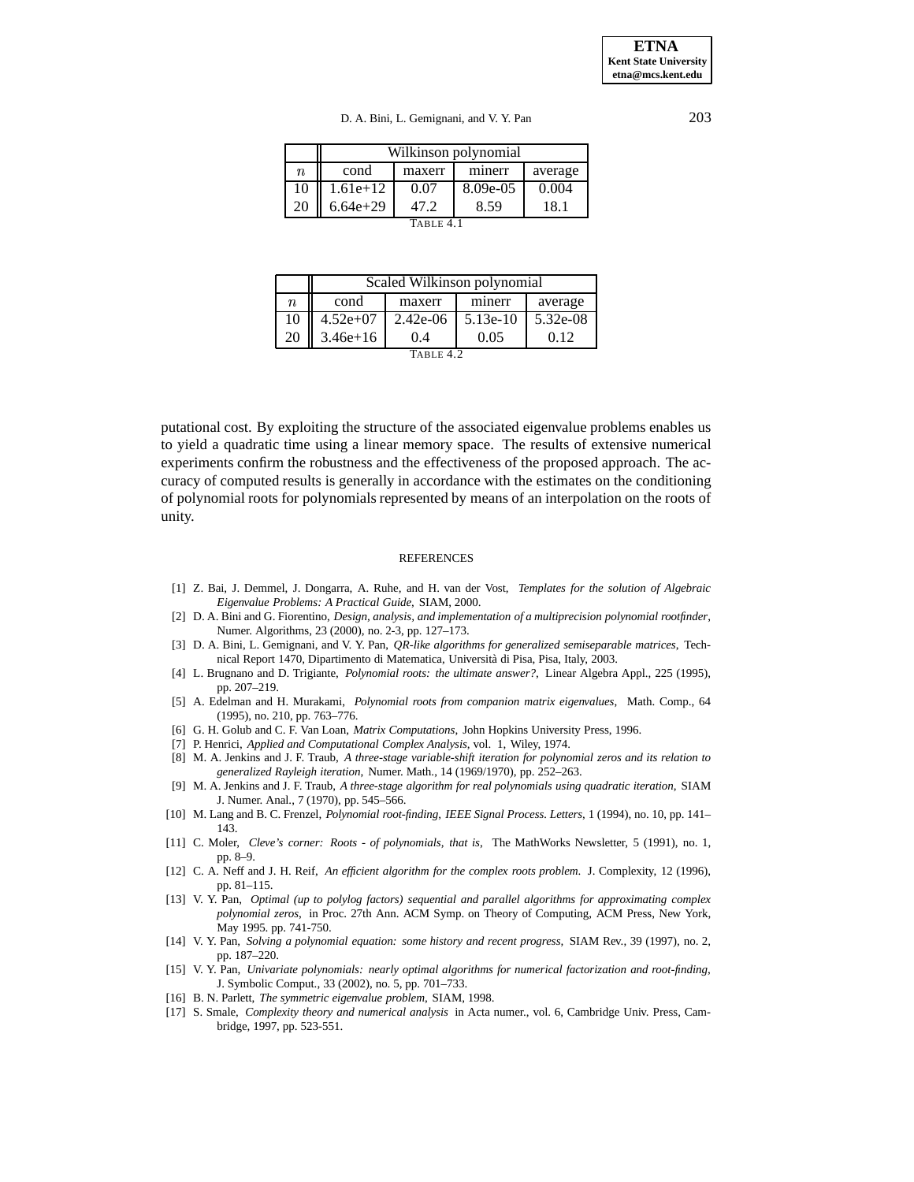| $n$ | Wilkinson polynomial | | | |
|---|---|---|---|---|
| | cond | maxerr | minerr | average |
| 10 | 1.61e+12 | 0.07 | 8.09e-05 | 0.004 |
| 20 | 6.64e+29 | 47.2 | 8.59 | 18.1 |

TABLE 4.1

| $n$ | Scaled Wilkinson polynomial | | | |
|---|---|---|---|---|
| | cond | maxerr | minerr | average |
| 10 | 4.52e+07 | 2.42e-06 | 5.13e-10 | 5.32e-08 |
| 20 | 3.46e+16 | 0.4 | 0.05 | 0.12 |

TABLE 4.2

putational cost. By exploiting the structure of the associated eigenvalue problems enables us to yield a quadratic time using a linear memory space. The results of extensive numerical experiments confirm the robustness and the effectiveness of the proposed approach. The accuracy of computed results is generally in accordance with the estimates on the conditioning of polynomial roots for polynomials represented by means of an interpolation on the roots of unity.

## REFERENCES

[1] Z. Bai, J. Demmel, J. Dongarra, A. Ruhe, and H. van der Vost, *Templates for the solution of Algebraic Eigenvalue Problems: A Practical Guide*, SIAM, 2000.

[2] D. A. Bini and G. Fiorentino, *Design, analysis, and implementation of a multiprecision polynomial rootfinder*, Numer. Algorithms, 23 (2000), no. 2-3, pp. 127–173.

[3] D. A. Bini, L. Gemignani, and V. Y. Pan, *QR-like algorithms for generalized semiseparable matrices*, Technical Report 1470, Dipartimento di Matematica, Università di Pisa, Pisa, Italy, 2003.

[4] L. Brugnano and D. Trigiante, *Polynomial roots: the ultimate answer?*, Linear Algebra Appl., 225 (1995), pp. 207–219.

[5] A. Edelman and H. Murakami, *Polynomial roots from companion matrix eigenvalues*, Math. Comp., 64 (1995), no. 210, pp. 763–776.

[6] G. H. Golub and C. F. Van Loan, *Matrix Computations*, John Hopkins University Press, 1996.

[7] P. Henrici, *Applied and Computational Complex Analysis*, vol. 1, Wiley, 1974.

[8] M. A. Jenkins and J. F. Traub, *A three-stage variable-shift iteration for polynomial zeros and its relation to generalized Rayleigh iteration*, Numer. Math., 14 (1969/1970), pp. 252–263.

[9] M. A. Jenkins and J. F. Traub, *A three-stage algorithm for real polynomials using quadratic iteration*, SIAM J. Numer. Anal., 7 (1970), pp. 545–566.

[10] M. Lang and B. C. Frenzel, *Polynomial root-finding, IEEE Signal Process. Letters*, 1 (1994), no. 10, pp. 141–143.

[11] C. Moler, *Cleve's corner: Roots - of polynomials, that is*, The MathWorks Newsletter, 5 (1991), no. 1, pp. 8–9.

[12] C. A. Neff and J. H. Reif, *An efficient algorithm for the complex roots problem*. J. Complexity, 12 (1996), pp. 81–115.

[13] V. Y. Pan, *Optimal (up to polylog factors) sequential and parallel algorithms for approximating complex polynomial zeros*, in Proc. 27th Ann. ACM Symp. on Theory of Computing, ACM Press, New York, May 1995. pp. 741-750.

[14] V. Y. Pan, *Solving a polynomial equation: some history and recent progress*, SIAM Rev., 39 (1997), no. 2, pp. 187–220.

[15] V. Y. Pan, *Univariate polynomials: nearly optimal algorithms for numerical factorization and root-finding*, J. Symbolic Comput., 33 (2002), no. 5, pp. 701–733.

[16] B. N. Parlett, *The symmetric eigenvalue problem*, SIAM, 1998.

[17] S. Smale, *Complexity theory and numerical analysis* in Acta numer., vol. 6, Cambridge Univ. Press, Cambridge, 1997, pp. 523-551.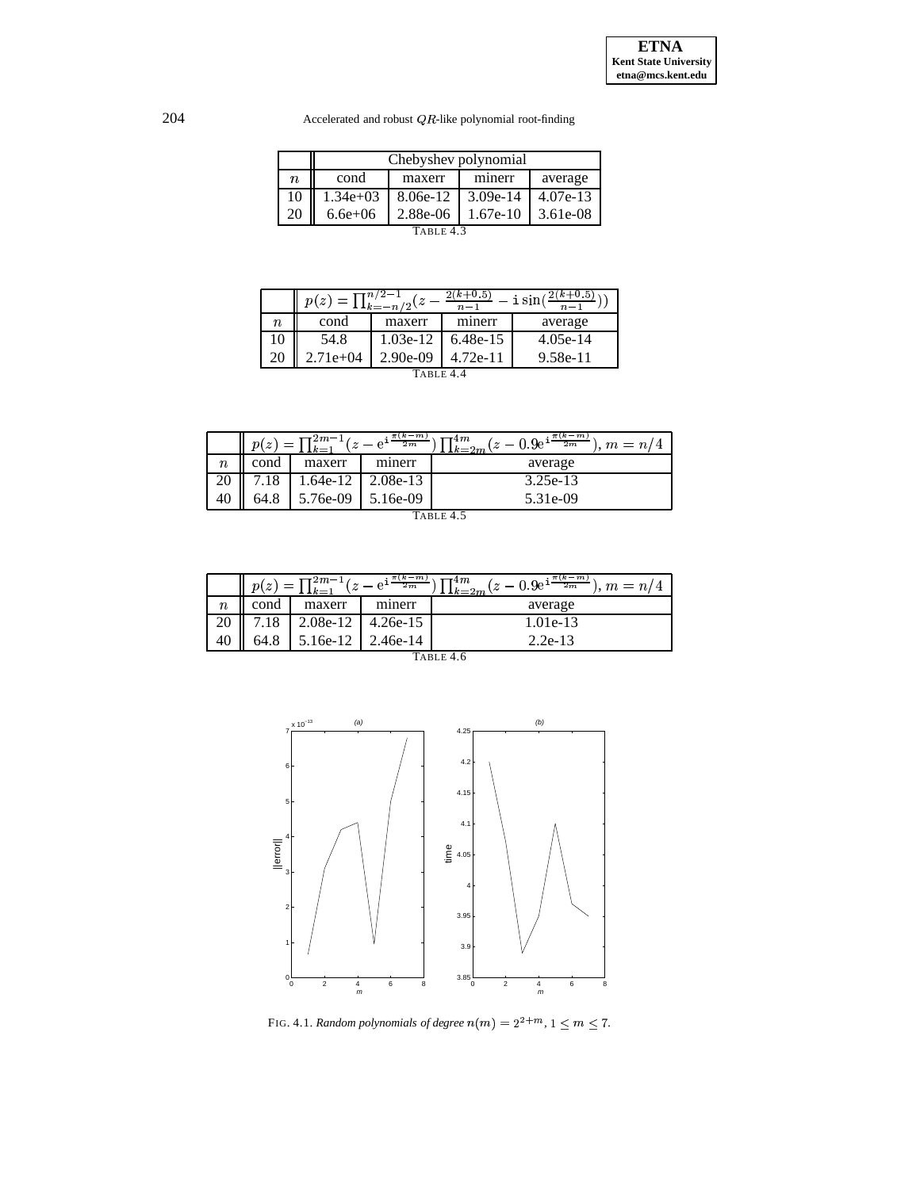| | Chebyshev polynomial | | | |
|---|---|---|---|---|
| $n$ | cond | maxerr | minerr | average |
| 10 | 1.34e+03 | 8.06e-12 | 3.09e-14 | 4.07e-13 |
| 20 | 6.6e+06 | 2.88e-06 | 1.67e-10 | 3.61e-08 |

TABLE 4.3

| | $p(z) = \prod_{k=-n/2}^{n/2-1}(z - \frac{2(k+0.5)}{n-1} - \mathtt{i}\sin(\frac{2(k+0.5)}{n-1}))$ | | | |
|---|---|---|---|---|
| $n$ | cond | maxerr | minerr | average |
| 10 | 54.8 | 1.03e-12 | 6.48e-15 | 4.05e-14 |
| 20 | 2.71e+04 | 2.90e-09 | 4.72e-11 | 9.58e-11 |

TABLE 4.4

| | $p(z) = \prod_{k=1}^{2m-1}(z - \mathrm{e}^{\mathtt{i}\frac{\pi(k-m)}{2m}}) \prod_{k=2m}^{4m}(z - 0.9\mathrm{e}^{\mathtt{i}\frac{\pi(k-m)}{2m}}),\ m = n/4$ | | | |
|---|---|---|---|---|
| $n$ | cond | maxerr | minerr | average |
| 20 | 7.18 | 1.64e-12 | 2.08e-13 | 3.25e-13 |
| 40 | 64.8 | 5.76e-09 | 5.16e-09 | 5.31e-09 |

TABLE 4.5

| | $p(z) = \prod_{k=1}^{2m-1}(z - \mathrm{e}^{\mathtt{i}\frac{\pi(k-m)}{2m}}) \prod_{k=2m}^{4m}(z - 0.9\mathrm{e}^{\mathtt{i}\frac{\pi(k-m)}{2m}}),\ m = n/4$ | | | |
|---|---|---|---|---|
| $n$ | cond | maxerr | minerr | average |
| 20 | 7.18 | 2.08e-12 | 4.26e-15 | 1.01e-13 |
| 40 | 64.8 | 5.16e-12 | 2.46e-14 | 2.2e-13 |

TABLE 4.6

FIG. 4.1. *Random polynomials of degree $n(m) = 2^{2+m}$, $1 \leq m \leq 7$.*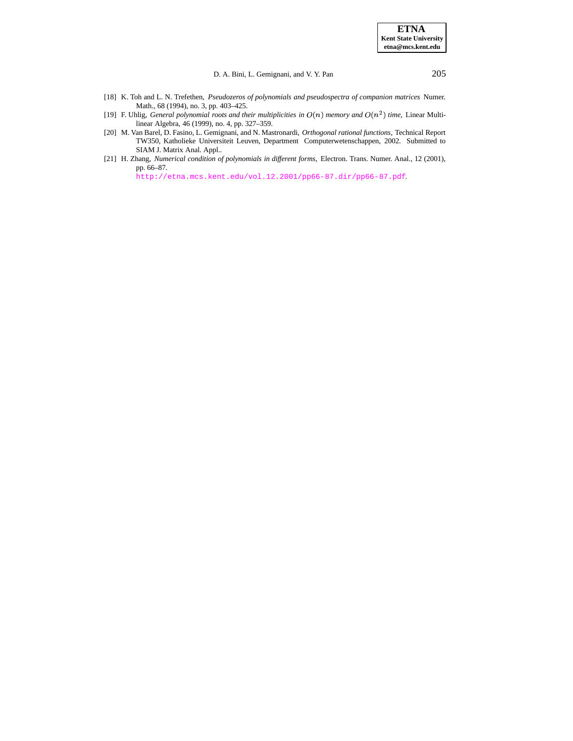[18] K. Toh and L. N. Trefethen, *Pseudozeros of polynomials and pseudospectra of companion matrices* Numer. Math., 68 (1994), no. 3, pp. 403–425.

[19] F. Uhlig, *General polynomial roots and their multiplicities in $O(n)$ memory and $O(n^2)$ time*, Linear Multilinear Algebra, 46 (1999), no. 4, pp. 327–359.

[20] M. Van Barel, D. Fasino, L. Gemignani, and N. Mastronardi, *Orthogonal rational functions*, Technical Report TW350, Katholieke Universiteit Leuven, Department Computerwetenschappen, 2002. Submitted to SIAM J. Matrix Anal. Appl..

[21] H. Zhang, *Numerical condition of polynomials in different forms*, Electron. Trans. Numer. Anal., 12 (2001), pp. 66–87.
http://etna.mcs.kent.edu/vol.12.2001/pp66-87.dir/pp66-87.pdf.